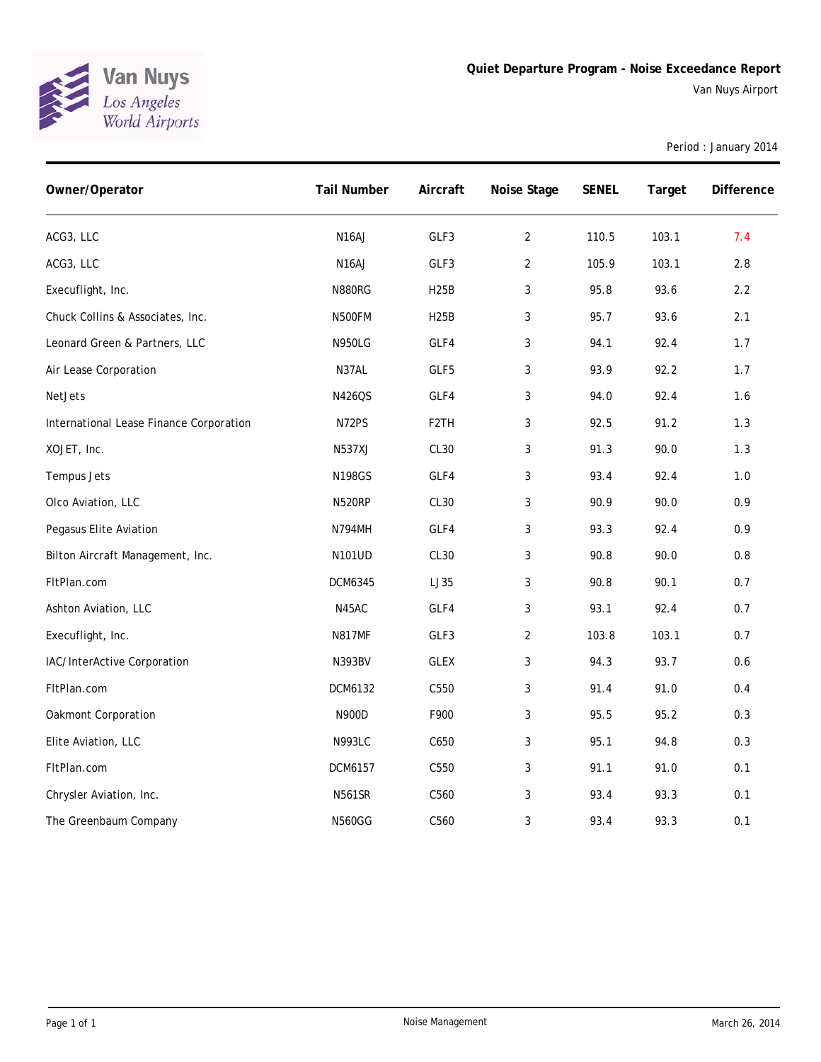Van Nuys
Los Angeles World Airports

# Quiet Departure Program - Noise Exceedance Report

Van Nuys Airport

Period : January 2014

| Owner/Operator | Tail Number | Aircraft | Noise Stage | SENEL | Target | Difference |
|---|---|---|---|---|---|---|
| ACG3, LLC | N16AJ | GLF3 | 2 | 110.5 | 103.1 | 7.4 |
| ACG3, LLC | N16AJ | GLF3 | 2 | 105.9 | 103.1 | 2.8 |
| Execuflight, Inc. | N880RG | H25B | 3 | 95.8 | 93.6 | 2.2 |
| Chuck Collins & Associates, Inc. | N500FM | H25B | 3 | 95.7 | 93.6 | 2.1 |
| Leonard Green & Partners, LLC | N950LG | GLF4 | 3 | 94.1 | 92.4 | 1.7 |
| Air Lease Corporation | N37AL | GLF5 | 3 | 93.9 | 92.2 | 1.7 |
| NetJets | N426QS | GLF4 | 3 | 94.0 | 92.4 | 1.6 |
| International Lease Finance Corporation | N72PS | F2TH | 3 | 92.5 | 91.2 | 1.3 |
| XOJET, Inc. | N537XJ | CL30 | 3 | 91.3 | 90.0 | 1.3 |
| Tempus Jets | N198GS | GLF4 | 3 | 93.4 | 92.4 | 1.0 |
| Olco Aviation, LLC | N520RP | CL30 | 3 | 90.9 | 90.0 | 0.9 |
| Pegasus Elite Aviation | N794MH | GLF4 | 3 | 93.3 | 92.4 | 0.9 |
| Bilton Aircraft Management, Inc. | N101UD | CL30 | 3 | 90.8 | 90.0 | 0.8 |
| FltPlan.com | DCM6345 | LJ35 | 3 | 90.8 | 90.1 | 0.7 |
| Ashton Aviation, LLC | N45AC | GLF4 | 3 | 93.1 | 92.4 | 0.7 |
| Execuflight, Inc. | N817MF | GLF3 | 2 | 103.8 | 103.1 | 0.7 |
| IAC/InterActive Corporation | N393BV | GLEX | 3 | 94.3 | 93.7 | 0.6 |
| FltPlan.com | DCM6132 | C550 | 3 | 91.4 | 91.0 | 0.4 |
| Oakmont Corporation | N900D | F900 | 3 | 95.5 | 95.2 | 0.3 |
| Elite Aviation, LLC | N993LC | C650 | 3 | 95.1 | 94.8 | 0.3 |
| FltPlan.com | DCM6157 | C550 | 3 | 91.1 | 91.0 | 0.1 |
| Chrysler Aviation, Inc. | N561SR | C560 | 3 | 93.4 | 93.3 | 0.1 |
| The Greenbaum Company | N560GG | C560 | 3 | 93.4 | 93.3 | 0.1 |

Noise Management

March 26, 2014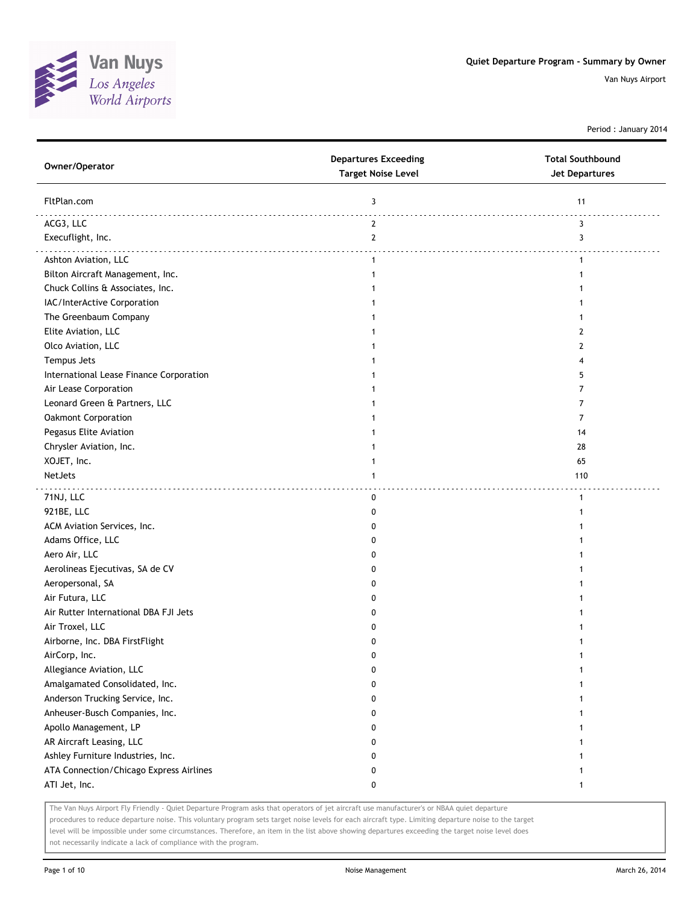Van Nuys
*Los Angeles World Airports*

**Quiet Departure Program - Summary by Owner**

Van Nuys Airport

Period : January 2014

| Owner/Operator | Departures Exceeding Target Noise Level | Total Southbound Jet Departures |
|---|---|---|
| FltPlan.com | 3 | 11 |
| ACG3, LLC | 2 | 3 |
| Execuflight, Inc. | 2 | 3 |
| Ashton Aviation, LLC | 1 | 1 |
| Bilton Aircraft Management, Inc. | 1 | 1 |
| Chuck Collins & Associates, Inc. | 1 | 1 |
| IAC/InterActive Corporation | 1 | 1 |
| The Greenbaum Company | 1 | 1 |
| Elite Aviation, LLC | 1 | 2 |
| Olco Aviation, LLC | 1 | 2 |
| Tempus Jets | 1 | 4 |
| International Lease Finance Corporation | 1 | 5 |
| Air Lease Corporation | 1 | 7 |
| Leonard Green & Partners, LLC | 1 | 7 |
| Oakmont Corporation | 1 | 7 |
| Pegasus Elite Aviation | 1 | 14 |
| Chrysler Aviation, Inc. | 1 | 28 |
| XOJET, Inc. | 1 | 65 |
| NetJets | 1 | 110 |
| 71NJ, LLC | 0 | 1 |
| 921BE, LLC | 0 | 1 |
| ACM Aviation Services, Inc. | 0 | 1 |
| Adams Office, LLC | 0 | 1 |
| Aero Air, LLC | 0 | 1 |
| Aerolineas Ejecutivas, SA de CV | 0 | 1 |
| Aeropersonal, SA | 0 | 1 |
| Air Futura, LLC | 0 | 1 |
| Air Rutter International DBA FJI Jets | 0 | 1 |
| Air Troxel, LLC | 0 | 1 |
| Airborne, Inc. DBA FirstFlight | 0 | 1 |
| AirCorp, Inc. | 0 | 1 |
| Allegiance Aviation, LLC | 0 | 1 |
| Amalgamated Consolidated, Inc. | 0 | 1 |
| Anderson Trucking Service, Inc. | 0 | 1 |
| Anheuser-Busch Companies, Inc. | 0 | 1 |
| Apollo Management, LP | 0 | 1 |
| AR Aircraft Leasing, LLC | 0 | 1 |
| Ashley Furniture Industries, Inc. | 0 | 1 |
| ATA Connection/Chicago Express Airlines | 0 | 1 |
| ATI Jet, Inc. | 0 | 1 |

The Van Nuys Airport Fly Friendly - Quiet Departure Program asks that operators of jet aircraft use manufacturer's or NBAA quiet departure procedures to reduce departure noise. This voluntary program sets target noise levels for each aircraft type. Limiting departure noise to the target level will be impossible under some circumstances. Therefore, an item in the list above showing departures exceeding the target noise level does not necessarily indicate a lack of compliance with the program.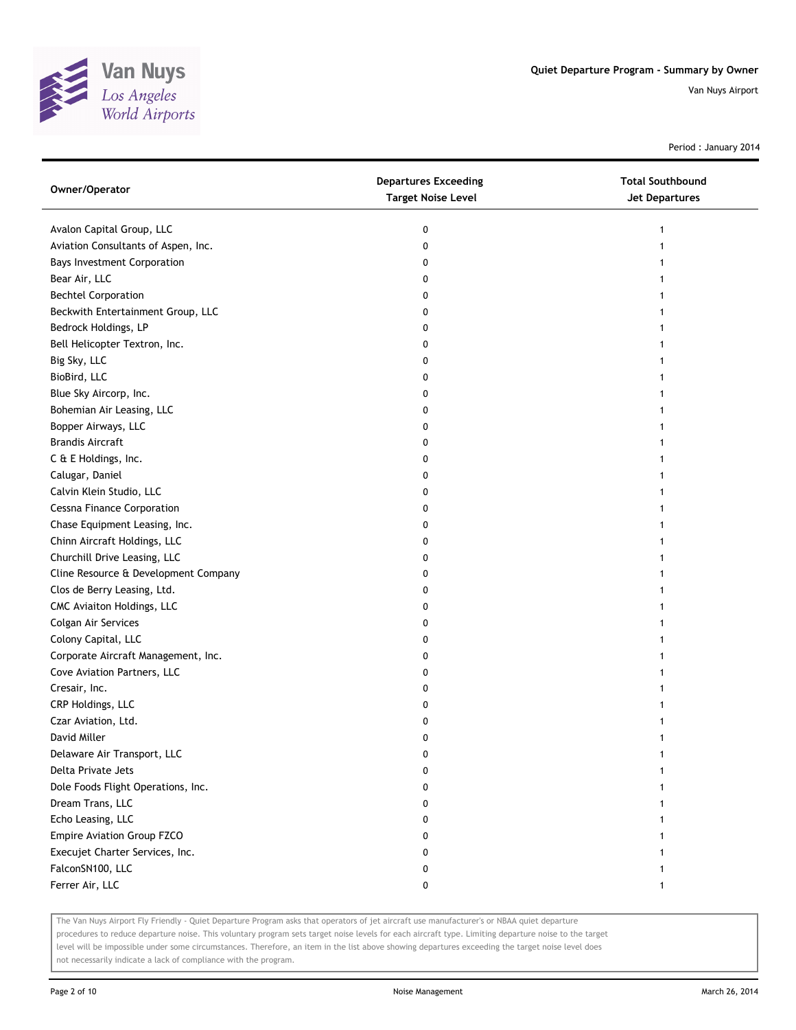# Quiet Departure Program - Summary by Owner

Van Nuys Airport

Period : January 2014

| Owner/Operator | Departures Exceeding Target Noise Level | Total Southbound Jet Departures |
|---|---|---|
| Avalon Capital Group, LLC | 0 | 1 |
| Aviation Consultants of Aspen, Inc. | 0 | 1 |
| Bays Investment Corporation | 0 | 1 |
| Bear Air, LLC | 0 | 1 |
| Bechtel Corporation | 0 | 1 |
| Beckwith Entertainment Group, LLC | 0 | 1 |
| Bedrock Holdings, LP | 0 | 1 |
| Bell Helicopter Textron, Inc. | 0 | 1 |
| Big Sky, LLC | 0 | 1 |
| BioBird, LLC | 0 | 1 |
| Blue Sky Aircorp, Inc. | 0 | 1 |
| Bohemian Air Leasing, LLC | 0 | 1 |
| Bopper Airways, LLC | 0 | 1 |
| Brandis Aircraft | 0 | 1 |
| C & E Holdings, Inc. | 0 | 1 |
| Calugar, Daniel | 0 | 1 |
| Calvin Klein Studio, LLC | 0 | 1 |
| Cessna Finance Corporation | 0 | 1 |
| Chase Equipment Leasing, Inc. | 0 | 1 |
| Chinn Aircraft Holdings, LLC | 0 | 1 |
| Churchill Drive Leasing, LLC | 0 | 1 |
| Cline Resource & Development Company | 0 | 1 |
| Clos de Berry Leasing, Ltd. | 0 | 1 |
| CMC Aviaiton Holdings, LLC | 0 | 1 |
| Colgan Air Services | 0 | 1 |
| Colony Capital, LLC | 0 | 1 |
| Corporate Aircraft Management, Inc. | 0 | 1 |
| Cove Aviation Partners, LLC | 0 | 1 |
| Cresair, Inc. | 0 | 1 |
| CRP Holdings, LLC | 0 | 1 |
| Czar Aviation, Ltd. | 0 | 1 |
| David Miller | 0 | 1 |
| Delaware Air Transport, LLC | 0 | 1 |
| Delta Private Jets | 0 | 1 |
| Dole Foods Flight Operations, Inc. | 0 | 1 |
| Dream Trans, LLC | 0 | 1 |
| Echo Leasing, LLC | 0 | 1 |
| Empire Aviation Group FZCO | 0 | 1 |
| Execujet Charter Services, Inc. | 0 | 1 |
| FalconSN100, LLC | 0 | 1 |
| Ferrer Air, LLC | 0 | 1 |

The Van Nuys Airport Fly Friendly - Quiet Departure Program asks that operators of jet aircraft use manufacturer's or NBAA quiet departure procedures to reduce departure noise. This voluntary program sets target noise levels for each aircraft type. Limiting departure noise to the target level will be impossible under some circumstances. Therefore, an item in the list above showing departures exceeding the target noise level does not necessarily indicate a lack of compliance with the program.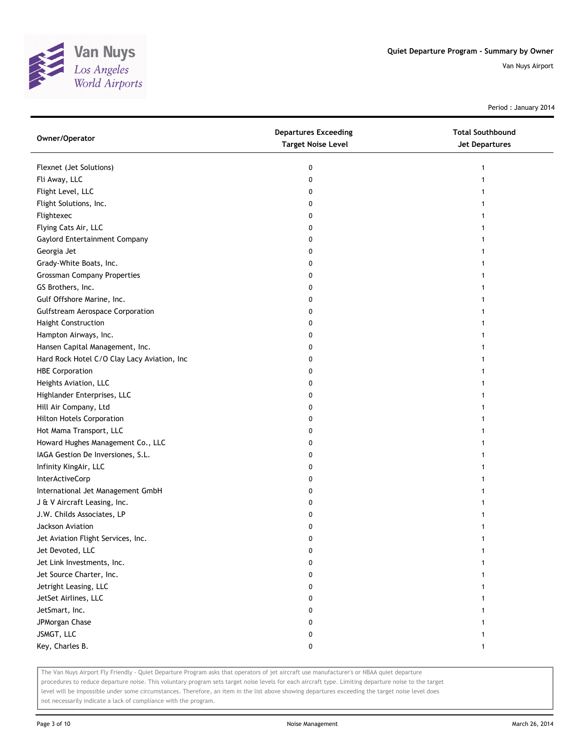Quiet Departure Program - Summary by Owner

Van Nuys Airport

Period : January 2014

| Owner/Operator | Departures Exceeding Target Noise Level | Total Southbound Jet Departures |
|---|---|---|
| Flexnet (Jet Solutions) | 0 | 1 |
| Fli Away, LLC | 0 | 1 |
| Flight Level, LLC | 0 | 1 |
| Flight Solutions, Inc. | 0 | 1 |
| Flightexec | 0 | 1 |
| Flying Cats Air, LLC | 0 | 1 |
| Gaylord Entertainment Company | 0 | 1 |
| Georgia Jet | 0 | 1 |
| Grady-White Boats, Inc. | 0 | 1 |
| Grossman Company Properties | 0 | 1 |
| GS Brothers, Inc. | 0 | 1 |
| Gulf Offshore Marine, Inc. | 0 | 1 |
| Gulfstream Aerospace Corporation | 0 | 1 |
| Haight Construction | 0 | 1 |
| Hampton Airways, Inc. | 0 | 1 |
| Hansen Capital Management, Inc. | 0 | 1 |
| Hard Rock Hotel C/O Clay Lacy Aviation, Inc | 0 | 1 |
| HBE Corporation | 0 | 1 |
| Heights Aviation, LLC | 0 | 1 |
| Highlander Enterprises, LLC | 0 | 1 |
| Hill Air Company, Ltd | 0 | 1 |
| Hilton Hotels Corporation | 0 | 1 |
| Hot Mama Transport, LLC | 0 | 1 |
| Howard Hughes Management Co., LLC | 0 | 1 |
| IAGA Gestion De Inversiones, S.L. | 0 | 1 |
| Infinity KingAir, LLC | 0 | 1 |
| InterActiveCorp | 0 | 1 |
| International Jet Management GmbH | 0 | 1 |
| J & V Aircraft Leasing, Inc. | 0 | 1 |
| J.W. Childs Associates, LP | 0 | 1 |
| Jackson Aviation | 0 | 1 |
| Jet Aviation Flight Services, Inc. | 0 | 1 |
| Jet Devoted, LLC | 0 | 1 |
| Jet Link Investments, Inc. | 0 | 1 |
| Jet Source Charter, Inc. | 0 | 1 |
| Jetright Leasing, LLC | 0 | 1 |
| JetSet Airlines, LLC | 0 | 1 |
| JetSmart, Inc. | 0 | 1 |
| JPMorgan Chase | 0 | 1 |
| JSMGT, LLC | 0 | 1 |
| Key, Charles B. | 0 | 1 |

The Van Nuys Airport Fly Friendly - Quiet Departure Program asks that operators of jet aircraft use manufacturer's or NBAA quiet departure procedures to reduce departure noise. This voluntary program sets target noise levels for each aircraft type. Limiting departure noise to the target level will be impossible under some circumstances. Therefore, an item in the list above showing departures exceeding the target noise level does not necessarily indicate a lack of compliance with the program.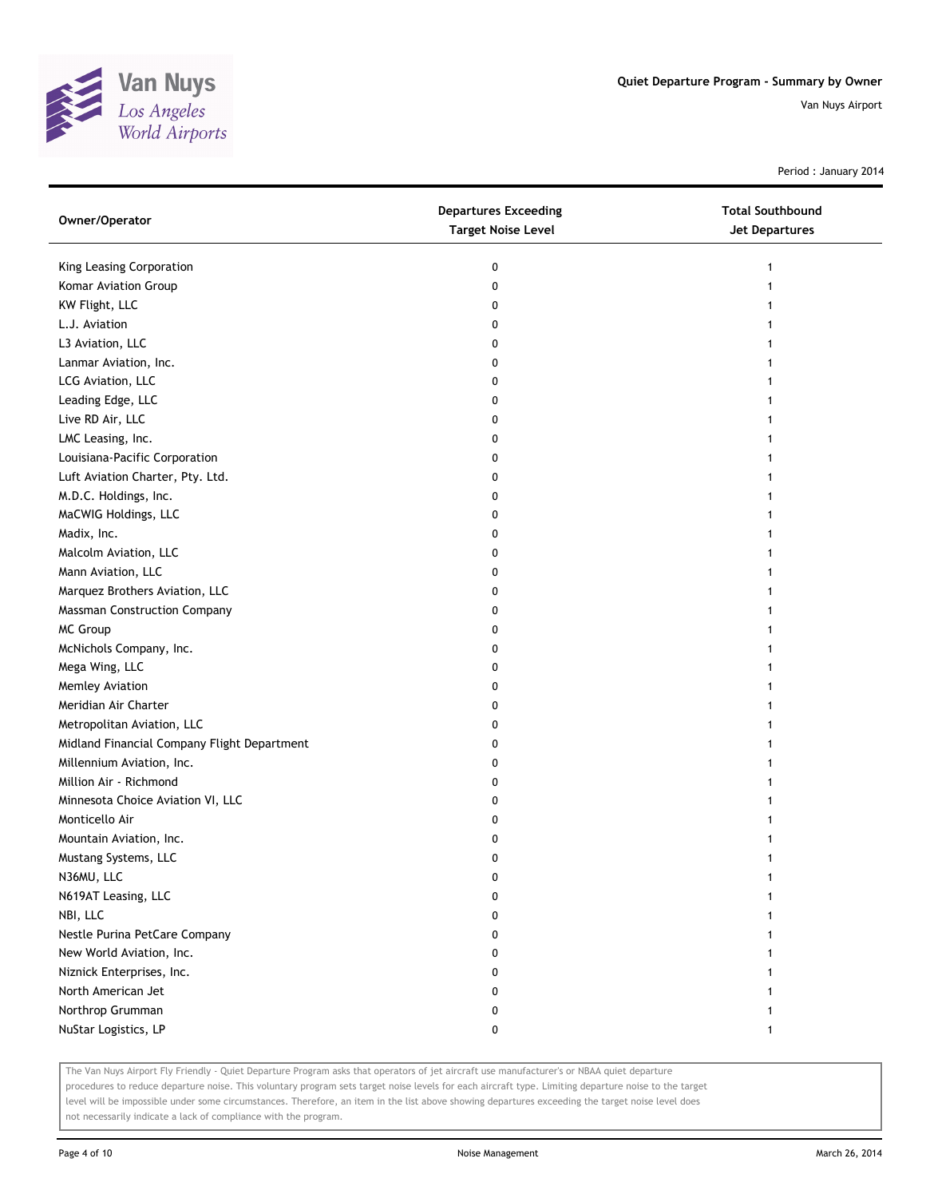# Quiet Departure Program - Summary by Owner

Van Nuys Airport

Period : January 2014

| Owner/Operator | Departures Exceeding Target Noise Level | Total Southbound Jet Departures |
|---|---|---|
| King Leasing Corporation | 0 | 1 |
| Komar Aviation Group | 0 | 1 |
| KW Flight, LLC | 0 | 1 |
| L.J. Aviation | 0 | 1 |
| L3 Aviation, LLC | 0 | 1 |
| Lanmar Aviation, Inc. | 0 | 1 |
| LCG Aviation, LLC | 0 | 1 |
| Leading Edge, LLC | 0 | 1 |
| Live RD Air, LLC | 0 | 1 |
| LMC Leasing, Inc. | 0 | 1 |
| Louisiana-Pacific Corporation | 0 | 1 |
| Luft Aviation Charter, Pty. Ltd. | 0 | 1 |
| M.D.C. Holdings, Inc. | 0 | 1 |
| MaCWIG Holdings, LLC | 0 | 1 |
| Madix, Inc. | 0 | 1 |
| Malcolm Aviation, LLC | 0 | 1 |
| Mann Aviation, LLC | 0 | 1 |
| Marquez Brothers Aviation, LLC | 0 | 1 |
| Massman Construction Company | 0 | 1 |
| MC Group | 0 | 1 |
| McNichols Company, Inc. | 0 | 1 |
| Mega Wing, LLC | 0 | 1 |
| Memley Aviation | 0 | 1 |
| Meridian Air Charter | 0 | 1 |
| Metropolitan Aviation, LLC | 0 | 1 |
| Midland Financial Company Flight Department | 0 | 1 |
| Millennium Aviation, Inc. | 0 | 1 |
| Million Air - Richmond | 0 | 1 |
| Minnesota Choice Aviation VI, LLC | 0 | 1 |
| Monticello Air | 0 | 1 |
| Mountain Aviation, Inc. | 0 | 1 |
| Mustang Systems, LLC | 0 | 1 |
| N36MU, LLC | 0 | 1 |
| N619AT Leasing, LLC | 0 | 1 |
| NBI, LLC | 0 | 1 |
| Nestle Purina PetCare Company | 0 | 1 |
| New World Aviation, Inc. | 0 | 1 |
| Niznick Enterprises, Inc. | 0 | 1 |
| North American Jet | 0 | 1 |
| Northrop Grumman | 0 | 1 |
| NuStar Logistics, LP | 0 | 1 |

The Van Nuys Airport Fly Friendly - Quiet Departure Program asks that operators of jet aircraft use manufacturer's or NBAA quiet departure procedures to reduce departure noise. This voluntary program sets target noise levels for each aircraft type. Limiting departure noise to the target level will be impossible under some circumstances. Therefore, an item in the list above showing departures exceeding the target noise level does not necessarily indicate a lack of compliance with the program.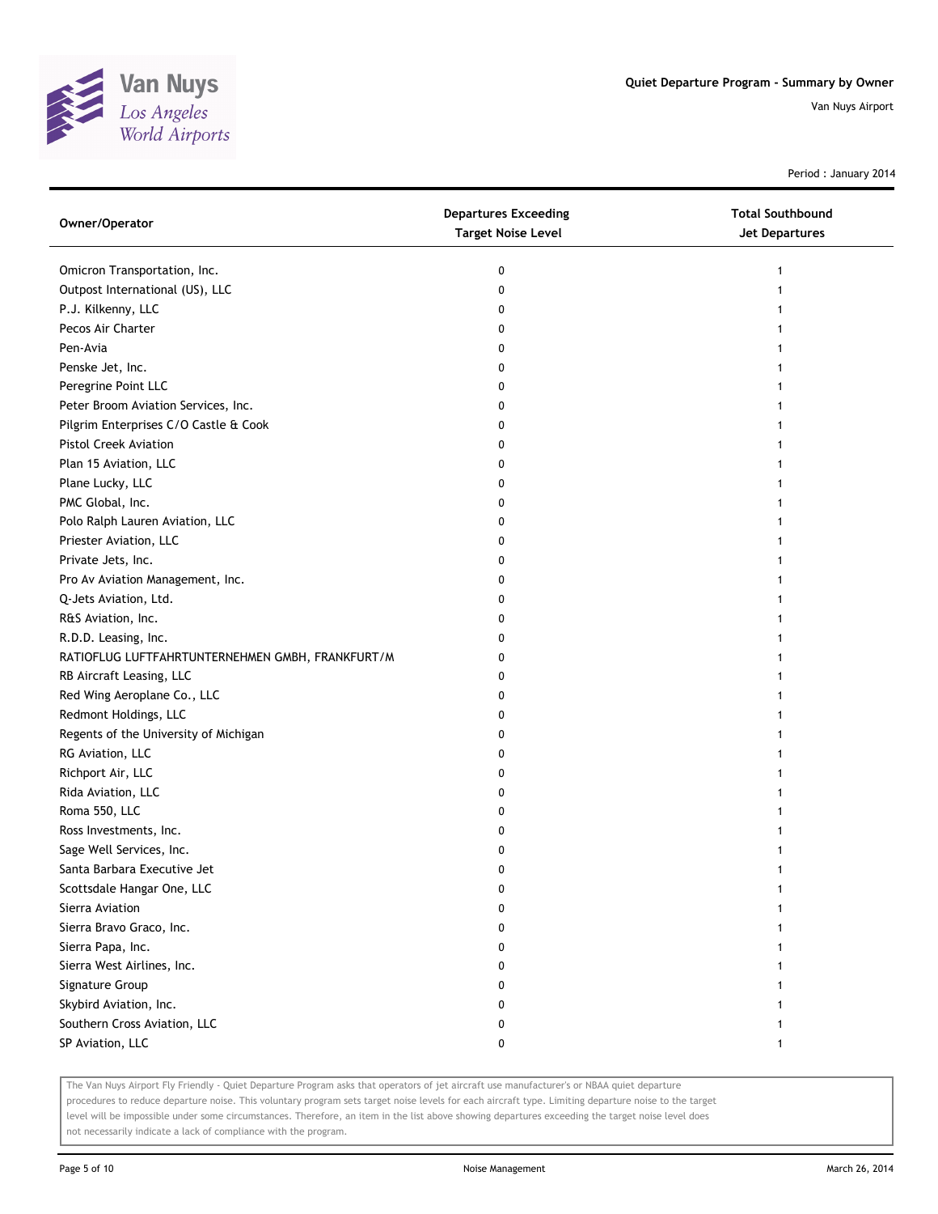Quiet Departure Program - Summary by Owner

Van Nuys Airport

Period : January 2014

| Owner/Operator | Departures Exceeding Target Noise Level | Total Southbound Jet Departures |
|---|---|---|
| Omicron Transportation, Inc. | 0 | 1 |
| Outpost International (US), LLC | 0 | 1 |
| P.J. Kilkenny, LLC | 0 | 1 |
| Pecos Air Charter | 0 | 1 |
| Pen-Avia | 0 | 1 |
| Penske Jet, Inc. | 0 | 1 |
| Peregrine Point LLC | 0 | 1 |
| Peter Broom Aviation Services, Inc. | 0 | 1 |
| Pilgrim Enterprises C/O Castle & Cook | 0 | 1 |
| Pistol Creek Aviation | 0 | 1 |
| Plan 15 Aviation, LLC | 0 | 1 |
| Plane Lucky, LLC | 0 | 1 |
| PMC Global, Inc. | 0 | 1 |
| Polo Ralph Lauren Aviation, LLC | 0 | 1 |
| Priester Aviation, LLC | 0 | 1 |
| Private Jets, Inc. | 0 | 1 |
| Pro Av Aviation Management, Inc. | 0 | 1 |
| Q-Jets Aviation, Ltd. | 0 | 1 |
| R&S Aviation, Inc. | 0 | 1 |
| R.D.D. Leasing, Inc. | 0 | 1 |
| RATIOFLUG LUFTFAHRTUNTERNEHMEN GMBH, FRANKFURT/M | 0 | 1 |
| RB Aircraft Leasing, LLC | 0 | 1 |
| Red Wing Aeroplane Co., LLC | 0 | 1 |
| Redmont Holdings, LLC | 0 | 1 |
| Regents of the University of Michigan | 0 | 1 |
| RG Aviation, LLC | 0 | 1 |
| Richport Air, LLC | 0 | 1 |
| Rida Aviation, LLC | 0 | 1 |
| Roma 550, LLC | 0 | 1 |
| Ross Investments, Inc. | 0 | 1 |
| Sage Well Services, Inc. | 0 | 1 |
| Santa Barbara Executive Jet | 0 | 1 |
| Scottsdale Hangar One, LLC | 0 | 1 |
| Sierra Aviation | 0 | 1 |
| Sierra Bravo Graco, Inc. | 0 | 1 |
| Sierra Papa, Inc. | 0 | 1 |
| Sierra West Airlines, Inc. | 0 | 1 |
| Signature Group | 0 | 1 |
| Skybird Aviation, Inc. | 0 | 1 |
| Southern Cross Aviation, LLC | 0 | 1 |
| SP Aviation, LLC | 0 | 1 |

The Van Nuys Airport Fly Friendly - Quiet Departure Program asks that operators of jet aircraft use manufacturer's or NBAA quiet departure procedures to reduce departure noise. This voluntary program sets target noise levels for each aircraft type. Limiting departure noise to the target level will be impossible under some circumstances. Therefore, an item in the list above showing departures exceeding the target noise level does not necessarily indicate a lack of compliance with the program.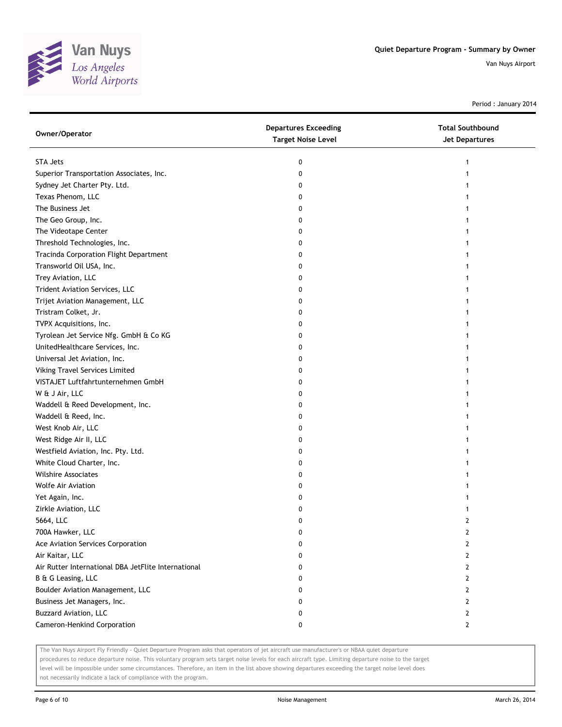Period : January 2014

| Owner/Operator | Departures Exceeding Target Noise Level | Total Southbound Jet Departures |
|---|---|---|
| STA Jets | 0 | 1 |
| Superior Transportation Associates, Inc. | 0 | 1 |
| Sydney Jet Charter Pty. Ltd. | 0 | 1 |
| Texas Phenom, LLC | 0 | 1 |
| The Business Jet | 0 | 1 |
| The Geo Group, Inc. | 0 | 1 |
| The Videotape Center | 0 | 1 |
| Threshold Technologies, Inc. | 0 | 1 |
| Tracinda Corporation Flight Department | 0 | 1 |
| Transworld Oil USA, Inc. | 0 | 1 |
| Trey Aviation, LLC | 0 | 1 |
| Trident Aviation Services, LLC | 0 | 1 |
| Trijet Aviation Management, LLC | 0 | 1 |
| Tristram Colket, Jr. | 0 | 1 |
| TVPX Acquisitions, Inc. | 0 | 1 |
| Tyrolean Jet Service Nfg. GmbH & Co KG | 0 | 1 |
| UnitedHealthcare Services, Inc. | 0 | 1 |
| Universal Jet Aviation, Inc. | 0 | 1 |
| Viking Travel Services Limited | 0 | 1 |
| VISTAJET Luftfahrtunternehmen GmbH | 0 | 1 |
| W & J Air, LLC | 0 | 1 |
| Waddell & Reed Development, Inc. | 0 | 1 |
| Waddell & Reed, Inc. | 0 | 1 |
| West Knob Air, LLC | 0 | 1 |
| West Ridge Air II, LLC | 0 | 1 |
| Westfield Aviation, Inc. Pty. Ltd. | 0 | 1 |
| White Cloud Charter, Inc. | 0 | 1 |
| Wilshire Associates | 0 | 1 |
| Wolfe Air Aviation | 0 | 1 |
| Yet Again, Inc. | 0 | 1 |
| Zirkle Aviation, LLC | 0 | 1 |
| 5664, LLC | 0 | 2 |
| 700A Hawker, LLC | 0 | 2 |
| Ace Aviation Services Corporation | 0 | 2 |
| Air Kaitar, LLC | 0 | 2 |
| Air Rutter International DBA JetFlite International | 0 | 2 |
| B & G Leasing, LLC | 0 | 2 |
| Boulder Aviation Management, LLC | 0 | 2 |
| Business Jet Managers, Inc. | 0 | 2 |
| Buzzard Aviation, LLC | 0 | 2 |
| Cameron-Henkind Corporation | 0 | 2 |

The Van Nuys Airport Fly Friendly - Quiet Departure Program asks that operators of jet aircraft use manufacturer's or NBAA quiet departure procedures to reduce departure noise. This voluntary program sets target noise levels for each aircraft type. Limiting departure noise to the target level will be impossible under some circumstances. Therefore, an item in the list above showing departures exceeding the target noise level does not necessarily indicate a lack of compliance with the program.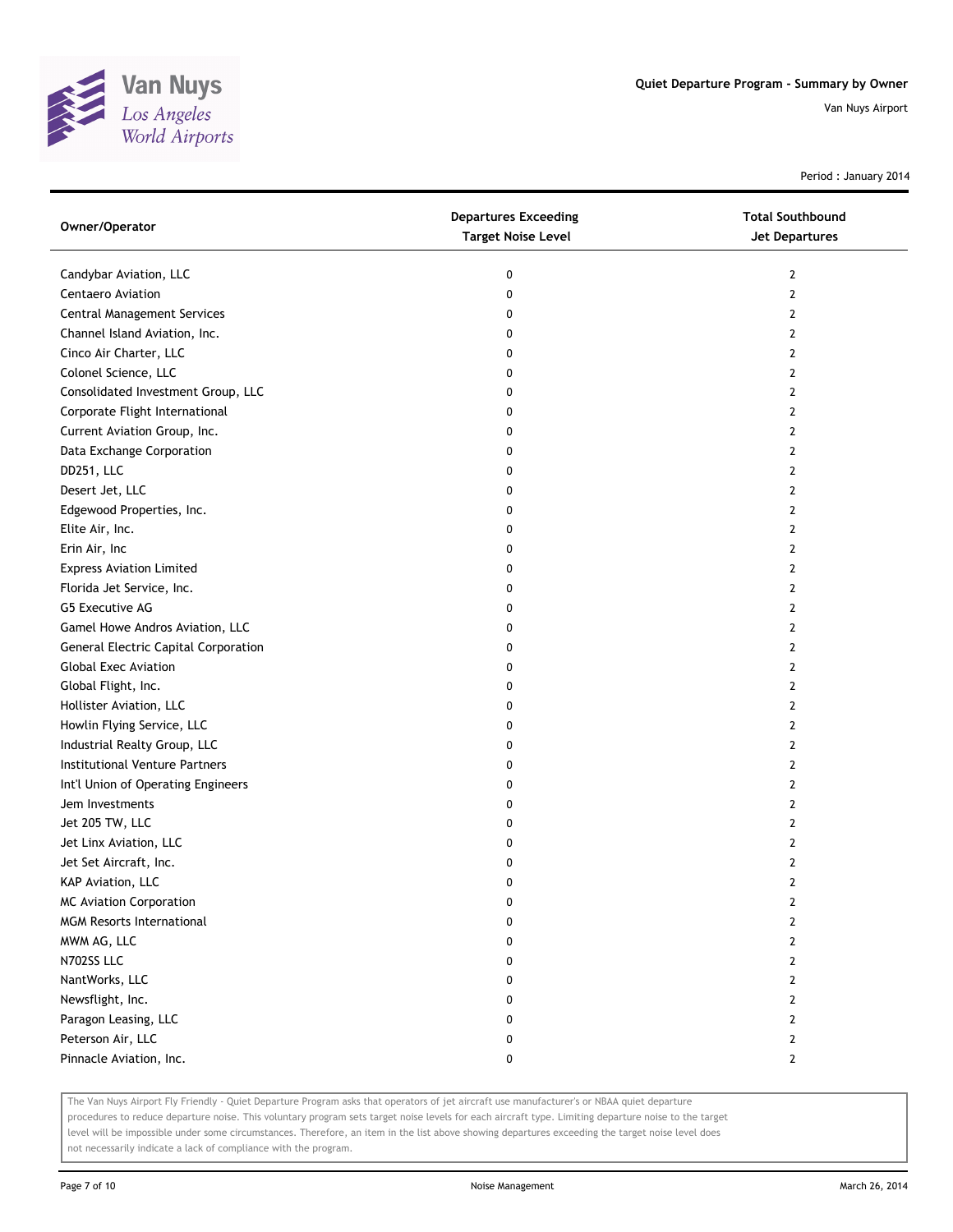# Quiet Departure Program - Summary by Owner

Van Nuys Airport

Period : January 2014

| Owner/Operator | Departures Exceeding Target Noise Level | Total Southbound Jet Departures |
|---|---|---|
| Candybar Aviation, LLC | 0 | 2 |
| Centaero Aviation | 0 | 2 |
| Central Management Services | 0 | 2 |
| Channel Island Aviation, Inc. | 0 | 2 |
| Cinco Air Charter, LLC | 0 | 2 |
| Colonel Science, LLC | 0 | 2 |
| Consolidated Investment Group, LLC | 0 | 2 |
| Corporate Flight International | 0 | 2 |
| Current Aviation Group, Inc. | 0 | 2 |
| Data Exchange Corporation | 0 | 2 |
| DD251, LLC | 0 | 2 |
| Desert Jet, LLC | 0 | 2 |
| Edgewood Properties, Inc. | 0 | 2 |
| Elite Air, Inc. | 0 | 2 |
| Erin Air, Inc | 0 | 2 |
| Express Aviation Limited | 0 | 2 |
| Florida Jet Service, Inc. | 0 | 2 |
| G5 Executive AG | 0 | 2 |
| Gamel Howe Andros Aviation, LLC | 0 | 2 |
| General Electric Capital Corporation | 0 | 2 |
| Global Exec Aviation | 0 | 2 |
| Global Flight, Inc. | 0 | 2 |
| Hollister Aviation, LLC | 0 | 2 |
| Howlin Flying Service, LLC | 0 | 2 |
| Industrial Realty Group, LLC | 0 | 2 |
| Institutional Venture Partners | 0 | 2 |
| Int'l Union of Operating Engineers | 0 | 2 |
| Jem Investments | 0 | 2 |
| Jet 205 TW, LLC | 0 | 2 |
| Jet Linx Aviation, LLC | 0 | 2 |
| Jet Set Aircraft, Inc. | 0 | 2 |
| KAP Aviation, LLC | 0 | 2 |
| MC Aviation Corporation | 0 | 2 |
| MGM Resorts International | 0 | 2 |
| MWM AG, LLC | 0 | 2 |
| N702SS LLC | 0 | 2 |
| NantWorks, LLC | 0 | 2 |
| Newsflight, Inc. | 0 | 2 |
| Paragon Leasing, LLC | 0 | 2 |
| Peterson Air, LLC | 0 | 2 |
| Pinnacle Aviation, Inc. | 0 | 2 |

The Van Nuys Airport Fly Friendly - Quiet Departure Program asks that operators of jet aircraft use manufacturer's or NBAA quiet departure procedures to reduce departure noise. This voluntary program sets target noise levels for each aircraft type. Limiting departure noise to the target level will be impossible under some circumstances. Therefore, an item in the list above showing departures exceeding the target noise level does not necessarily indicate a lack of compliance with the program.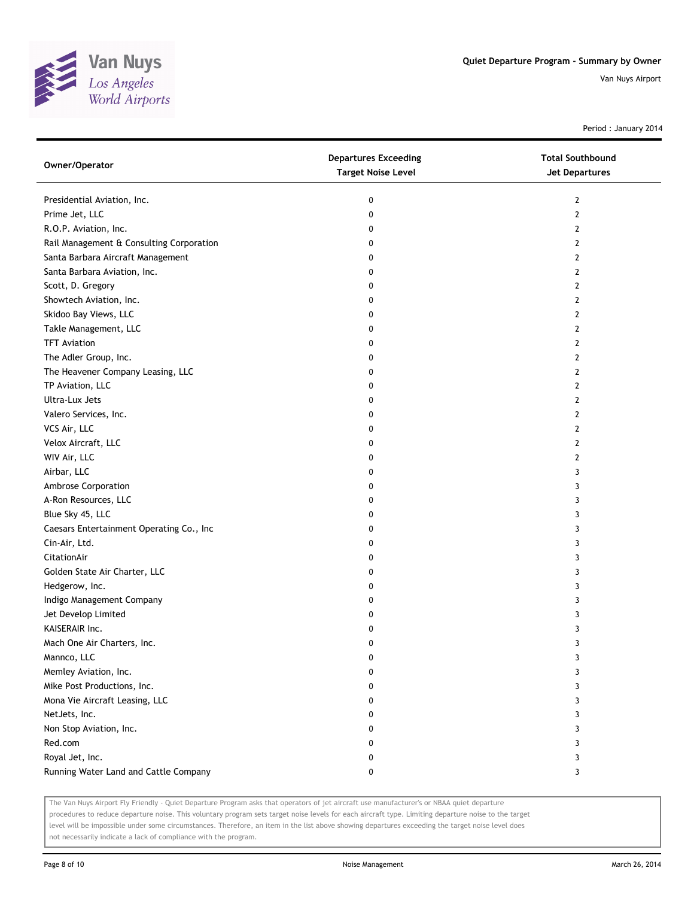# Quiet Departure Program - Summary by Owner

Van Nuys Airport

Period : January 2014

| Owner/Operator | Departures Exceeding Target Noise Level | Total Southbound Jet Departures |
|---|---|---|
| Presidential Aviation, Inc. | 0 | 2 |
| Prime Jet, LLC | 0 | 2 |
| R.O.P. Aviation, Inc. | 0 | 2 |
| Rail Management & Consulting Corporation | 0 | 2 |
| Santa Barbara Aircraft Management | 0 | 2 |
| Santa Barbara Aviation, Inc. | 0 | 2 |
| Scott, D. Gregory | 0 | 2 |
| Showtech Aviation, Inc. | 0 | 2 |
| Skidoo Bay Views, LLC | 0 | 2 |
| Takle Management, LLC | 0 | 2 |
| TFT Aviation | 0 | 2 |
| The Adler Group, Inc. | 0 | 2 |
| The Heavener Company Leasing, LLC | 0 | 2 |
| TP Aviation, LLC | 0 | 2 |
| Ultra-Lux Jets | 0 | 2 |
| Valero Services, Inc. | 0 | 2 |
| VCS Air, LLC | 0 | 2 |
| Velox Aircraft, LLC | 0 | 2 |
| WIV Air, LLC | 0 | 2 |
| Airbar, LLC | 0 | 3 |
| Ambrose Corporation | 0 | 3 |
| A-Ron Resources, LLC | 0 | 3 |
| Blue Sky 45, LLC | 0 | 3 |
| Caesars Entertainment Operating Co., Inc | 0 | 3 |
| Cin-Air, Ltd. | 0 | 3 |
| CitationAir | 0 | 3 |
| Golden State Air Charter, LLC | 0 | 3 |
| Hedgerow, Inc. | 0 | 3 |
| Indigo Management Company | 0 | 3 |
| Jet Develop Limited | 0 | 3 |
| KAISERAIR Inc. | 0 | 3 |
| Mach One Air Charters, Inc. | 0 | 3 |
| Mannco, LLC | 0 | 3 |
| Memley Aviation, Inc. | 0 | 3 |
| Mike Post Productions, Inc. | 0 | 3 |
| Mona Vie Aircraft Leasing, LLC | 0 | 3 |
| NetJets, Inc. | 0 | 3 |
| Non Stop Aviation, Inc. | 0 | 3 |
| Red.com | 0 | 3 |
| Royal Jet, Inc. | 0 | 3 |
| Running Water Land and Cattle Company | 0 | 3 |

The Van Nuys Airport Fly Friendly - Quiet Departure Program asks that operators of jet aircraft use manufacturer's or NBAA quiet departure procedures to reduce departure noise. This voluntary program sets target noise levels for each aircraft type. Limiting departure noise to the target level will be impossible under some circumstances. Therefore, an item in the list above showing departures exceeding the target noise level does not necessarily indicate a lack of compliance with the program.

Noise Management

March 26, 2014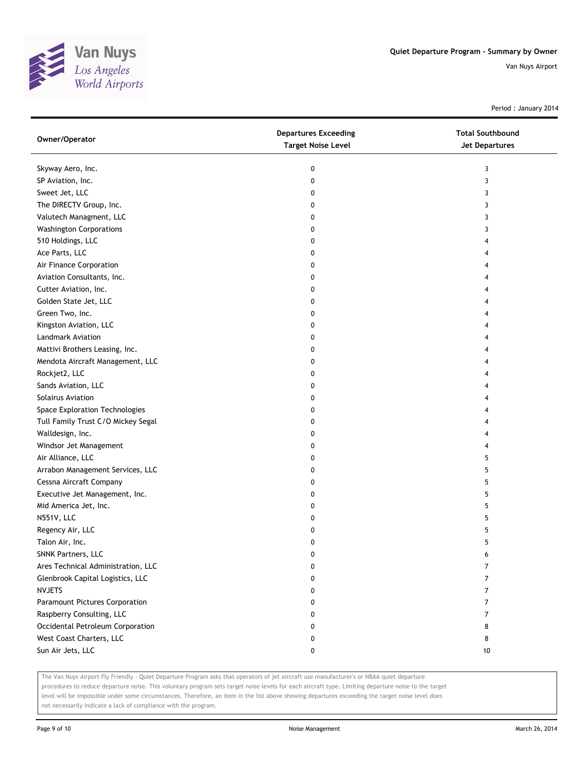Quiet Departure Program - Summary by Owner

Van Nuys Airport

Period : January 2014

| Owner/Operator | Departures Exceeding Target Noise Level | Total Southbound Jet Departures |
|---|---|---|
| Skyway Aero, Inc. | 0 | 3 |
| SP Aviation, Inc. | 0 | 3 |
| Sweet Jet, LLC | 0 | 3 |
| The DIRECTV Group, Inc. | 0 | 3 |
| Valutech Managment, LLC | 0 | 3 |
| Washington Corporations | 0 | 3 |
| 510 Holdings, LLC | 0 | 4 |
| Ace Parts, LLC | 0 | 4 |
| Air Finance Corporation | 0 | 4 |
| Aviation Consultants, Inc. | 0 | 4 |
| Cutter Aviation, Inc. | 0 | 4 |
| Golden State Jet, LLC | 0 | 4 |
| Green Two, Inc. | 0 | 4 |
| Kingston Aviation, LLC | 0 | 4 |
| Landmark Aviation | 0 | 4 |
| Mattivi Brothers Leasing, Inc. | 0 | 4 |
| Mendota Aircraft Management, LLC | 0 | 4 |
| Rockjet2, LLC | 0 | 4 |
| Sands Aviation, LLC | 0 | 4 |
| Solairus Aviation | 0 | 4 |
| Space Exploration Technologies | 0 | 4 |
| Tull Family Trust C/O Mickey Segal | 0 | 4 |
| Walldesign, Inc. | 0 | 4 |
| Windsor Jet Management | 0 | 4 |
| Air Alliance, LLC | 0 | 5 |
| Arrabon Management Services, LLC | 0 | 5 |
| Cessna Aircraft Company | 0 | 5 |
| Executive Jet Management, Inc. | 0 | 5 |
| Mid America Jet, Inc. | 0 | 5 |
| N551V, LLC | 0 | 5 |
| Regency Air, LLC | 0 | 5 |
| Talon Air, Inc. | 0 | 5 |
| SNNK Partners, LLC | 0 | 6 |
| Ares Technical Administration, LLC | 0 | 7 |
| Glenbrook Capital Logistics, LLC | 0 | 7 |
| NVJETS | 0 | 7 |
| Paramount Pictures Corporation | 0 | 7 |
| Raspberry Consulting, LLC | 0 | 7 |
| Occidental Petroleum Corporation | 0 | 8 |
| West Coast Charters, LLC | 0 | 8 |
| Sun Air Jets, LLC | 0 | 10 |

The Van Nuys Airport Fly Friendly - Quiet Departure Program asks that operators of jet aircraft use manufacturer's or NBAA quiet departure procedures to reduce departure noise. This voluntary program sets target noise levels for each aircraft type. Limiting departure noise to the target level will be impossible under some circumstances. Therefore, an item in the list above showing departures exceeding the target noise level does not necessarily indicate a lack of compliance with the program.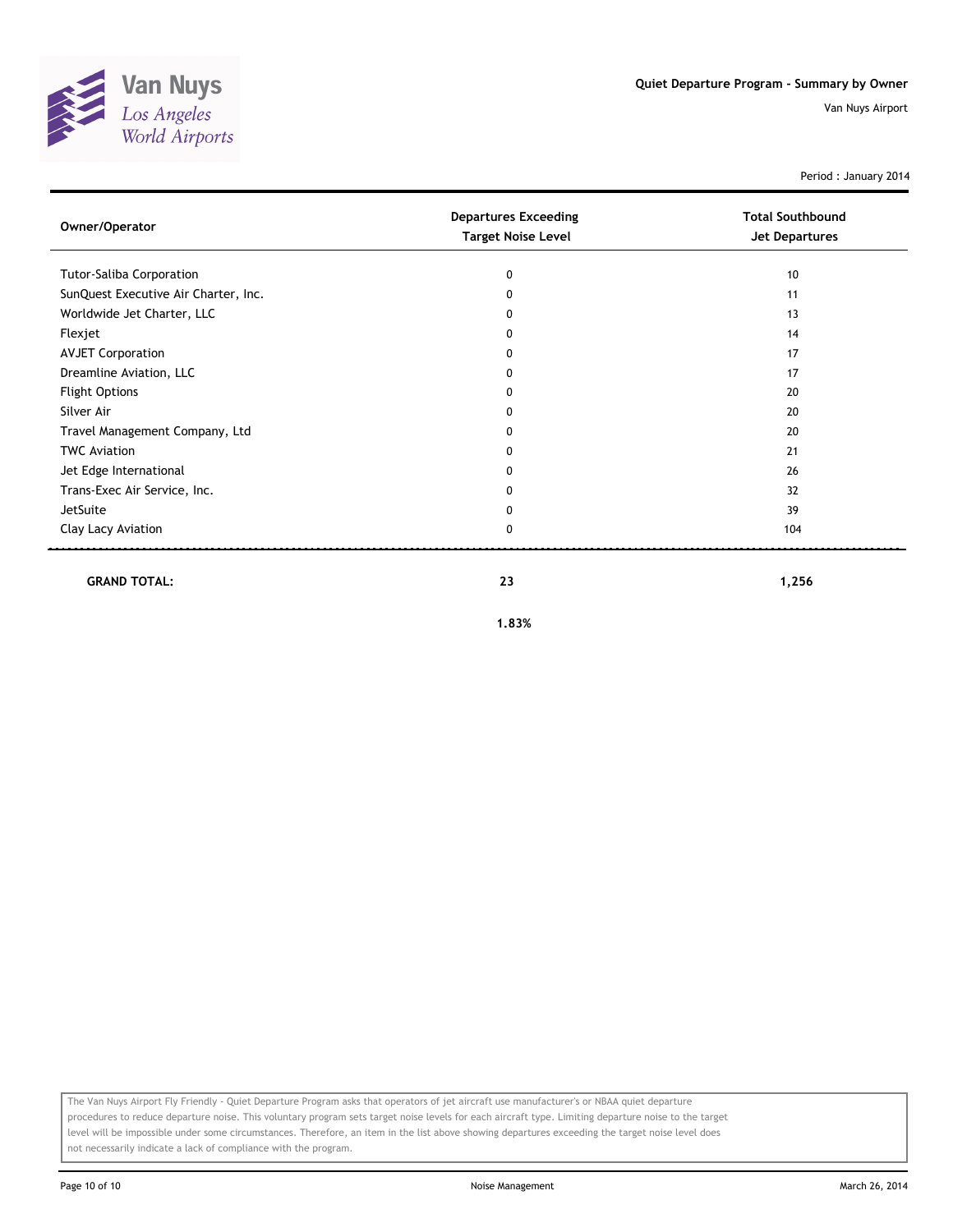Quiet Departure Program - Summary by Owner

Van Nuys Airport

Period : January 2014

| Owner/Operator | Departures Exceeding Target Noise Level | Total Southbound Jet Departures |
|---|---|---|
| Tutor-Saliba Corporation | 0 | 10 |
| SunQuest Executive Air Charter, Inc. | 0 | 11 |
| Worldwide Jet Charter, LLC | 0 | 13 |
| Flexjet | 0 | 14 |
| AVJET Corporation | 0 | 17 |
| Dreamline Aviation, LLC | 0 | 17 |
| Flight Options | 0 | 20 |
| Silver Air | 0 | 20 |
| Travel Management Company, Ltd | 0 | 20 |
| TWC Aviation | 0 | 21 |
| Jet Edge International | 0 | 26 |
| Trans-Exec Air Service, Inc. | 0 | 32 |
| JetSuite | 0 | 39 |
| Clay Lacy Aviation | 0 | 104 |
| **GRAND TOTAL:** | **23** | **1,256** |
| | **1.83%** | |

The Van Nuys Airport Fly Friendly - Quiet Departure Program asks that operators of jet aircraft use manufacturer's or NBAA quiet departure procedures to reduce departure noise. This voluntary program sets target noise levels for each aircraft type. Limiting departure noise to the target level will be impossible under some circumstances. Therefore, an item in the list above showing departures exceeding the target noise level does not necessarily indicate a lack of compliance with the program.

Noise Management

March 26, 2014